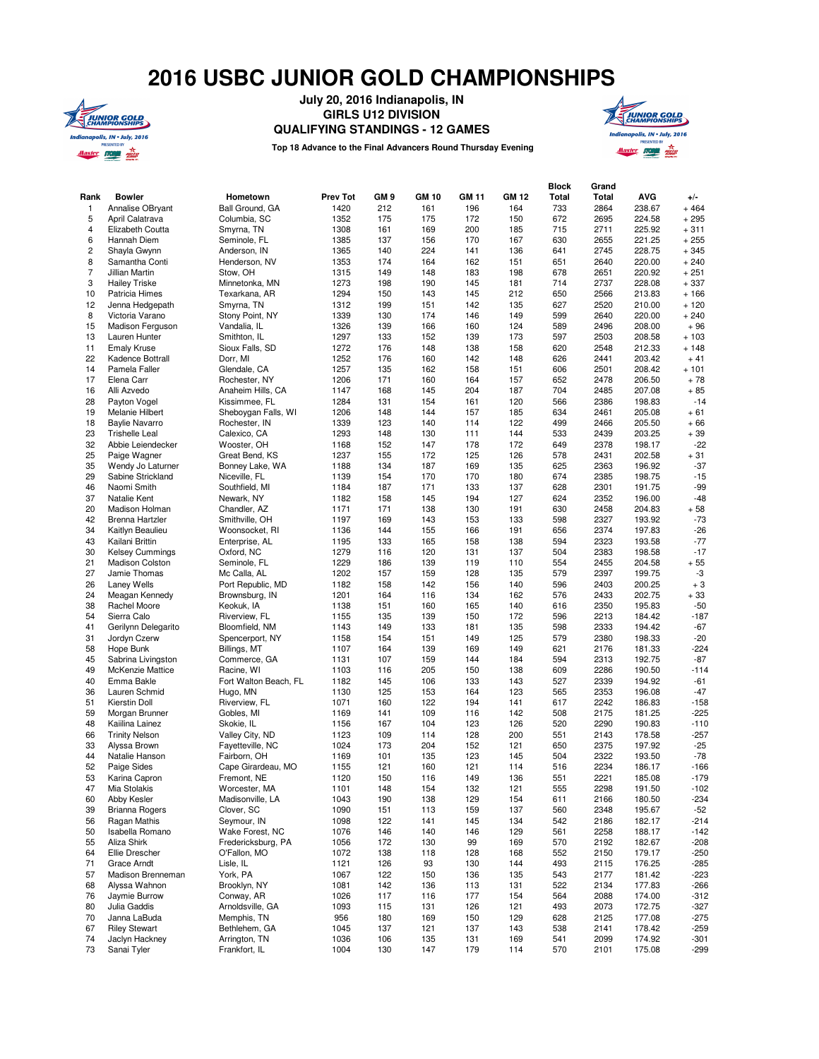# 2016 USBC JUNIOR GOLD CHAMPIONSHIPS

**July 20, 2016 Indianapolis, IN**
**GIRLS U12 DIVISION**
**QUALIFYING STANDINGS - 12 GAMES**

**Top 18 Advance to the Final Advancers Round Thursday Evening**

| Rank | Bowler | Hometown | Prev Tot | GM 9 | GM 10 | GM 11 | GM 12 | Block Total | Grand Total | AVG | +/- |
|---|---|---|---|---|---|---|---|---|---|---|---|
| 1 | Annalise OBryant | Ball Ground, GA | 1420 | 212 | 161 | 196 | 164 | 733 | 2864 | 238.67 | + 464 |
| 5 | April Calatrava | Columbia, SC | 1352 | 175 | 175 | 172 | 150 | 672 | 2695 | 224.58 | + 295 |
| 4 | Elizabeth Coutta | Smyrna, TN | 1308 | 161 | 169 | 200 | 185 | 715 | 2711 | 225.92 | + 311 |
| 6 | Hannah Diem | Seminole, FL | 1385 | 137 | 156 | 170 | 167 | 630 | 2655 | 221.25 | + 255 |
| 2 | Shayla Gwynn | Anderson, IN | 1365 | 140 | 224 | 141 | 136 | 641 | 2745 | 228.75 | + 345 |
| 8 | Samantha Conti | Henderson, NV | 1353 | 174 | 164 | 162 | 151 | 651 | 2640 | 220.00 | + 240 |
| 7 | Jillian Martin | Stow, OH | 1315 | 149 | 148 | 183 | 198 | 678 | 2651 | 220.92 | + 251 |
| 3 | Hailey Triske | Minnetonka, MN | 1273 | 198 | 190 | 145 | 181 | 714 | 2737 | 228.08 | + 337 |
| 10 | Patricia Himes | Texarkana, AR | 1294 | 150 | 143 | 145 | 212 | 650 | 2566 | 213.83 | + 166 |
| 12 | Jenna Hedgepath | Smyrna, TN | 1312 | 199 | 151 | 142 | 135 | 627 | 2520 | 210.00 | + 120 |
| 8 | Victoria Varano | Stony Point, NY | 1339 | 130 | 174 | 146 | 149 | 599 | 2640 | 220.00 | + 240 |
| 15 | Madison Ferguson | Vandalia, IL | 1326 | 139 | 166 | 160 | 124 | 589 | 2496 | 208.00 | + 96 |
| 13 | Lauren Hunter | Smithton, IL | 1297 | 133 | 152 | 139 | 173 | 597 | 2503 | 208.58 | + 103 |
| 11 | Emaly Kruse | Sioux Falls, SD | 1272 | 176 | 148 | 138 | 158 | 620 | 2548 | 212.33 | + 148 |
| 22 | Kadence Bottrall | Dorr, MI | 1252 | 176 | 160 | 142 | 148 | 626 | 2441 | 203.42 | + 41 |
| 14 | Pamela Faller | Glendale, CA | 1257 | 135 | 162 | 158 | 151 | 606 | 2501 | 208.42 | + 101 |
| 17 | Elena Carr | Rochester, NY | 1206 | 171 | 160 | 164 | 157 | 652 | 2478 | 206.50 | + 78 |
| 16 | Alli Azvedo | Anaheim Hills, CA | 1147 | 168 | 145 | 204 | 187 | 704 | 2485 | 207.08 | + 85 |
| 28 | Payton Vogel | Kissimmee, FL | 1284 | 131 | 154 | 161 | 120 | 566 | 2386 | 198.83 | -14 |
| 19 | Melanie Hilbert | Sheboygan Falls, WI | 1206 | 148 | 144 | 157 | 185 | 634 | 2461 | 205.08 | + 61 |
| 18 | Baylie Navarro | Rochester, IN | 1339 | 123 | 140 | 114 | 122 | 499 | 2466 | 205.50 | + 66 |
| 23 | Trishelle Leal | Calexico, CA | 1293 | 148 | 130 | 111 | 144 | 533 | 2439 | 203.25 | + 39 |
| 32 | Abbie Leiendecker | Wooster, OH | 1168 | 152 | 147 | 178 | 172 | 649 | 2378 | 198.17 | -22 |
| 25 | Paige Wagner | Great Bend, KS | 1237 | 155 | 172 | 125 | 126 | 578 | 2431 | 202.58 | + 31 |
| 35 | Wendy Jo Laturner | Bonney Lake, WA | 1188 | 134 | 187 | 169 | 135 | 625 | 2363 | 196.92 | -37 |
| 29 | Sabine Strickland | Niceville, FL | 1139 | 154 | 170 | 170 | 180 | 674 | 2385 | 198.75 | -15 |
| 46 | Naomi Smith | Southfield, MI | 1184 | 187 | 171 | 133 | 137 | 628 | 2301 | 191.75 | -99 |
| 37 | Natalie Kent | Newark, NY | 1182 | 158 | 145 | 194 | 127 | 624 | 2352 | 196.00 | -48 |
| 20 | Madison Holman | Chandler, AZ | 1171 | 171 | 138 | 130 | 191 | 630 | 2458 | 204.83 | + 58 |
| 42 | Brenna Hartzler | Smithville, OH | 1197 | 169 | 143 | 153 | 133 | 598 | 2327 | 193.92 | -73 |
| 34 | Kaitlyn Beaulieu | Woonsocket, RI | 1136 | 144 | 155 | 166 | 191 | 656 | 2374 | 197.83 | -26 |
| 43 | Kailani Brittin | Enterprise, AL | 1195 | 133 | 165 | 158 | 138 | 594 | 2323 | 193.58 | -77 |
| 30 | Kelsey Cummings | Oxford, NC | 1279 | 116 | 120 | 131 | 137 | 504 | 2383 | 198.58 | -17 |
| 21 | Madison Colston | Seminole, FL | 1229 | 186 | 139 | 119 | 110 | 554 | 2455 | 204.58 | + 55 |
| 27 | Jamie Thomas | Mc Calla, AL | 1202 | 157 | 159 | 128 | 135 | 579 | 2397 | 199.75 | -3 |
| 26 | Laney Wells | Port Republic, MD | 1182 | 158 | 142 | 156 | 140 | 596 | 2403 | 200.25 | + 3 |
| 24 | Meagan Kennedy | Brownsburg, IN | 1201 | 164 | 116 | 134 | 162 | 576 | 2433 | 202.75 | + 33 |
| 38 | Rachel Moore | Keokuk, IA | 1138 | 151 | 160 | 165 | 140 | 616 | 2350 | 195.83 | -50 |
| 54 | Sierra Calo | Riverview, FL | 1155 | 135 | 139 | 150 | 172 | 596 | 2213 | 184.42 | -187 |
| 41 | Gerilynn Delegarito | Bloomfield, NM | 1143 | 149 | 133 | 181 | 135 | 598 | 2333 | 194.42 | -67 |
| 31 | Jordyn Czerw | Spencerport, NY | 1158 | 154 | 151 | 149 | 125 | 579 | 2380 | 198.33 | -20 |
| 58 | Hope Bunk | Billings, MT | 1107 | 164 | 139 | 169 | 149 | 621 | 2176 | 181.33 | -224 |
| 45 | Sabrina Livingston | Commerce, GA | 1131 | 107 | 159 | 144 | 184 | 594 | 2313 | 192.75 | -87 |
| 49 | McKenzie Mattice | Racine, WI | 1103 | 116 | 205 | 150 | 138 | 609 | 2286 | 190.50 | -114 |
| 40 | Emma Bakle | Fort Walton Beach, FL | 1182 | 145 | 106 | 133 | 143 | 527 | 2339 | 194.92 | -61 |
| 36 | Lauren Schmid | Hugo, MN | 1130 | 125 | 153 | 164 | 123 | 565 | 2353 | 196.08 | -47 |
| 51 | Kierstin Doll | Riverview, FL | 1071 | 160 | 122 | 194 | 141 | 617 | 2242 | 186.83 | -158 |
| 59 | Morgan Brunner | Gobles, MI | 1169 | 141 | 109 | 116 | 142 | 508 | 2175 | 181.25 | -225 |
| 48 | Kaiilina Lainez | Skokie, IL | 1156 | 167 | 104 | 123 | 126 | 520 | 2290 | 190.83 | -110 |
| 66 | Trinity Nelson | Valley City, ND | 1123 | 109 | 114 | 128 | 200 | 551 | 2143 | 178.58 | -257 |
| 33 | Alyssa Brown | Fayetteville, NC | 1024 | 173 | 204 | 152 | 121 | 650 | 2375 | 197.92 | -25 |
| 44 | Natalie Hanson | Fairborn, OH | 1169 | 101 | 135 | 123 | 145 | 504 | 2322 | 193.50 | -78 |
| 52 | Paige Sides | Cape Girardeau, MO | 1155 | 121 | 160 | 121 | 114 | 516 | 2234 | 186.17 | -166 |
| 53 | Karina Capron | Fremont, NE | 1120 | 150 | 116 | 149 | 136 | 551 | 2221 | 185.08 | -179 |
| 47 | Mia Stolakis | Worcester, MA | 1101 | 148 | 154 | 132 | 121 | 555 | 2298 | 191.50 | -102 |
| 60 | Abby Kesler | Madisonville, LA | 1043 | 190 | 138 | 129 | 154 | 611 | 2166 | 180.50 | -234 |
| 39 | Brianna Rogers | Clover, SC | 1090 | 151 | 113 | 159 | 137 | 560 | 2348 | 195.67 | -52 |
| 56 | Ragan Mathis | Seymour, IN | 1098 | 122 | 141 | 145 | 134 | 542 | 2186 | 182.17 | -214 |
| 50 | Isabella Romano | Wake Forest, NC | 1076 | 146 | 140 | 146 | 129 | 561 | 2258 | 188.17 | -142 |
| 55 | Aliza Shirk | Fredericksburg, PA | 1056 | 172 | 130 | 99 | 169 | 570 | 2192 | 182.67 | -208 |
| 64 | Ellie Drescher | O'Fallon, MO | 1072 | 138 | 118 | 128 | 168 | 552 | 2150 | 179.17 | -250 |
| 71 | Grace Arndt | Lisle, IL | 1121 | 126 | 93 | 130 | 144 | 493 | 2115 | 176.25 | -285 |
| 57 | Madison Brenneman | York, PA | 1067 | 122 | 150 | 136 | 135 | 543 | 2177 | 181.42 | -223 |
| 68 | Alyssa Wahnon | Brooklyn, NY | 1081 | 142 | 136 | 113 | 131 | 522 | 2134 | 177.83 | -266 |
| 76 | Jaymie Burrow | Conway, AR | 1026 | 117 | 116 | 177 | 154 | 564 | 2088 | 174.00 | -312 |
| 80 | Julia Gaddis | Arnoldsville, GA | 1093 | 115 | 131 | 126 | 121 | 493 | 2073 | 172.75 | -327 |
| 70 | Janna LaBuda | Memphis, TN | 956 | 180 | 169 | 150 | 129 | 628 | 2125 | 177.08 | -275 |
| 67 | Riley Stewart | Bethlehem, GA | 1045 | 137 | 121 | 137 | 143 | 538 | 2141 | 178.42 | -259 |
| 74 | Jaclyn Hackney | Arrington, TN | 1036 | 106 | 135 | 131 | 169 | 541 | 2099 | 174.92 | -301 |
| 73 | Sanai Tyler | Frankfort, IL | 1004 | 130 | 147 | 179 | 114 | 570 | 2101 | 175.08 | -299 |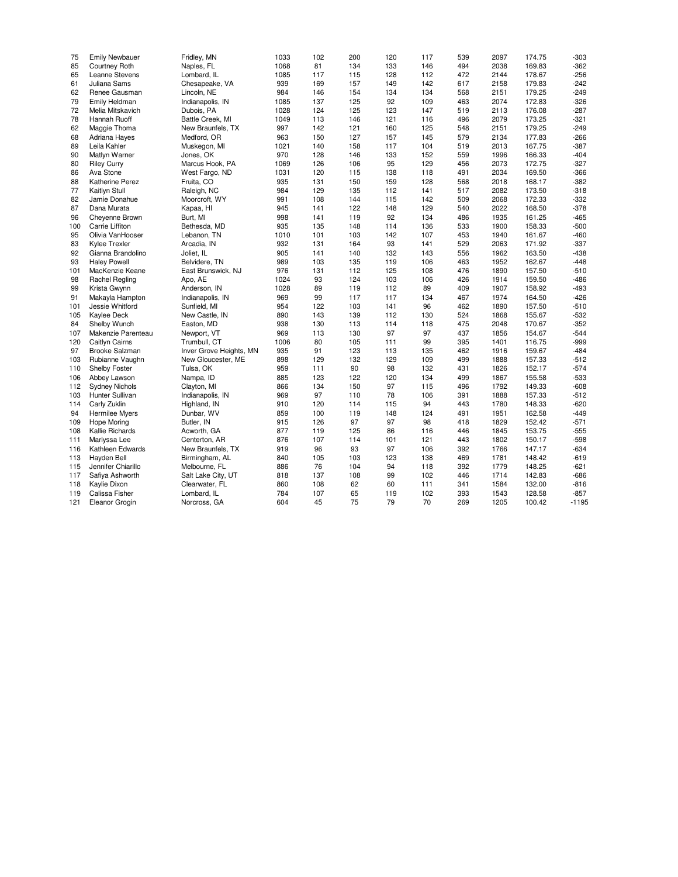| | | | | | | | | | | | |
|---|---|---|---|---|---|---|---|---|---|---|---|
| 75 | Emily Newbauer | Fridley, MN | 1033 | 102 | 200 | 120 | 117 | 539 | 2097 | 174.75 | -303 |
| 85 | Courtney Roth | Naples, FL | 1068 | 81 | 134 | 133 | 146 | 494 | 2038 | 169.83 | -362 |
| 65 | Leanne Stevens | Lombard, IL | 1085 | 117 | 115 | 128 | 112 | 472 | 2144 | 178.67 | -256 |
| 61 | Juliana Sams | Chesapeake, VA | 939 | 169 | 157 | 149 | 142 | 617 | 2158 | 179.83 | -242 |
| 62 | Renee Gausman | Lincoln, NE | 984 | 146 | 154 | 134 | 134 | 568 | 2151 | 179.25 | -249 |
| 79 | Emily Heldman | Indianapolis, IN | 1085 | 137 | 125 | 92 | 109 | 463 | 2074 | 172.83 | -326 |
| 72 | Melia Mitskavich | Dubois, PA | 1028 | 124 | 125 | 123 | 147 | 519 | 2113 | 176.08 | -287 |
| 78 | Hannah Ruoff | Battle Creek, MI | 1049 | 113 | 146 | 121 | 116 | 496 | 2079 | 173.25 | -321 |
| 62 | Maggie Thoma | New Braunfels, TX | 997 | 142 | 121 | 160 | 125 | 548 | 2151 | 179.25 | -249 |
| 68 | Adriana Hayes | Medford, OR | 963 | 150 | 127 | 157 | 145 | 579 | 2134 | 177.83 | -266 |
| 89 | Leila Kahler | Muskegon, MI | 1021 | 140 | 158 | 117 | 104 | 519 | 2013 | 167.75 | -387 |
| 90 | Matlyn Warner | Jones, OK | 970 | 128 | 146 | 133 | 152 | 559 | 1996 | 166.33 | -404 |
| 80 | Riley Curry | Marcus Hook, PA | 1069 | 126 | 106 | 95 | 129 | 456 | 2073 | 172.75 | -327 |
| 86 | Ava Stone | West Fargo, ND | 1031 | 120 | 115 | 138 | 118 | 491 | 2034 | 169.50 | -366 |
| 88 | Katherine Perez | Fruita, CO | 935 | 131 | 150 | 159 | 128 | 568 | 2018 | 168.17 | -382 |
| 77 | Kaitlyn Stull | Raleigh, NC | 984 | 129 | 135 | 112 | 141 | 517 | 2082 | 173.50 | -318 |
| 82 | Jamie Donahue | Moorcroft, WY | 991 | 108 | 144 | 115 | 142 | 509 | 2068 | 172.33 | -332 |
| 87 | Dana Murata | Kapaa, HI | 945 | 141 | 122 | 148 | 129 | 540 | 2022 | 168.50 | -378 |
| 96 | Cheyenne Brown | Burt, MI | 998 | 141 | 119 | 92 | 134 | 486 | 1935 | 161.25 | -465 |
| 100 | Carrie Liffiton | Bethesda, MD | 935 | 135 | 148 | 114 | 136 | 533 | 1900 | 158.33 | -500 |
| 95 | Olivia VanHooser | Lebanon, TN | 1010 | 101 | 103 | 142 | 107 | 453 | 1940 | 161.67 | -460 |
| 83 | Kylee Trexler | Arcadia, IN | 932 | 131 | 164 | 93 | 141 | 529 | 2063 | 171.92 | -337 |
| 92 | Gianna Brandolino | Joliet, IL | 905 | 141 | 140 | 132 | 143 | 556 | 1962 | 163.50 | -438 |
| 93 | Haley Powell | Belvidere, TN | 989 | 103 | 135 | 119 | 106 | 463 | 1952 | 162.67 | -448 |
| 101 | MacKenzie Keane | East Brunswick, NJ | 976 | 131 | 112 | 125 | 108 | 476 | 1890 | 157.50 | -510 |
| 98 | Rachel Regling | Apo, AE | 1024 | 93 | 124 | 103 | 106 | 426 | 1914 | 159.50 | -486 |
| 99 | Krista Gwynn | Anderson, IN | 1028 | 89 | 119 | 112 | 89 | 409 | 1907 | 158.92 | -493 |
| 91 | Makayla Hampton | Indianapolis, IN | 969 | 99 | 117 | 117 | 134 | 467 | 1974 | 164.50 | -426 |
| 101 | Jessie Whitford | Sunfield, MI | 954 | 122 | 103 | 141 | 96 | 462 | 1890 | 157.50 | -510 |
| 105 | Kaylee Deck | New Castle, IN | 890 | 143 | 139 | 112 | 130 | 524 | 1868 | 155.67 | -532 |
| 84 | Shelby Wunch | Easton, MD | 938 | 130 | 113 | 114 | 118 | 475 | 2048 | 170.67 | -352 |
| 107 | Makenzie Parenteau | Newport, VT | 969 | 113 | 130 | 97 | 97 | 437 | 1856 | 154.67 | -544 |
| 120 | Caitlyn Cairns | Trumbull, CT | 1006 | 80 | 105 | 111 | 99 | 395 | 1401 | 116.75 | -999 |
| 97 | Brooke Salzman | Inver Grove Heights, MN | 935 | 91 | 123 | 113 | 135 | 462 | 1916 | 159.67 | -484 |
| 103 | Rubianne Vaughn | New Gloucester, ME | 898 | 129 | 132 | 129 | 109 | 499 | 1888 | 157.33 | -512 |
| 110 | Shelby Foster | Tulsa, OK | 959 | 111 | 90 | 98 | 132 | 431 | 1826 | 152.17 | -574 |
| 106 | Abbey Lawson | Nampa, ID | 885 | 123 | 122 | 120 | 134 | 499 | 1867 | 155.58 | -533 |
| 112 | Sydney Nichols | Clayton, MI | 866 | 134 | 150 | 97 | 115 | 496 | 1792 | 149.33 | -608 |
| 103 | Hunter Sullivan | Indianapolis, IN | 969 | 97 | 110 | 78 | 106 | 391 | 1888 | 157.33 | -512 |
| 114 | Carly Zuklin | Highland, IN | 910 | 120 | 114 | 115 | 94 | 443 | 1780 | 148.33 | -620 |
| 94 | Hermilee Myers | Dunbar, WV | 859 | 100 | 119 | 148 | 124 | 491 | 1951 | 162.58 | -449 |
| 109 | Hope Moring | Butler, IN | 915 | 126 | 97 | 97 | 98 | 418 | 1829 | 152.42 | -571 |
| 108 | Kallie Richards | Acworth, GA | 877 | 119 | 125 | 86 | 116 | 446 | 1845 | 153.75 | -555 |
| 111 | Marlyssa Lee | Centerton, AR | 876 | 107 | 114 | 101 | 121 | 443 | 1802 | 150.17 | -598 |
| 116 | Kathleen Edwards | New Braunfels, TX | 919 | 96 | 93 | 97 | 106 | 392 | 1766 | 147.17 | -634 |
| 113 | Hayden Bell | Birmingham, AL | 840 | 105 | 103 | 123 | 138 | 469 | 1781 | 148.42 | -619 |
| 115 | Jennifer Chiarillo | Melbourne, FL | 886 | 76 | 104 | 94 | 118 | 392 | 1779 | 148.25 | -621 |
| 117 | Safiya Ashworth | Salt Lake City, UT | 818 | 137 | 108 | 99 | 102 | 446 | 1714 | 142.83 | -686 |
| 118 | Kaylie Dixon | Clearwater, FL | 860 | 108 | 62 | 60 | 111 | 341 | 1584 | 132.00 | -816 |
| 119 | Calissa Fisher | Lombard, IL | 784 | 107 | 65 | 119 | 102 | 393 | 1543 | 128.58 | -857 |
| 121 | Eleanor Grogin | Norcross, GA | 604 | 45 | 75 | 79 | 70 | 269 | 1205 | 100.42 | -1195 |